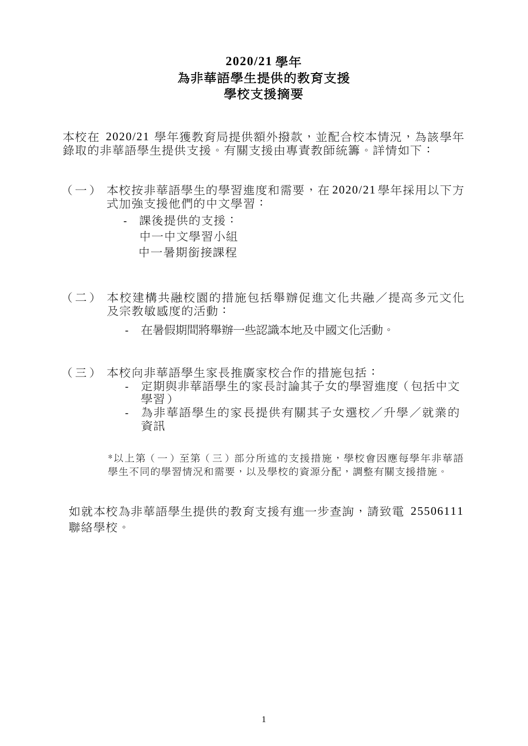# 2020/21 學年
# 為非華語學生提供的教育支援
# 學校支援摘要

本校在 2020/21 學年獲教育局提供額外撥款，並配合校本情況，為該學年錄取的非華語學生提供支援。有關支援由專責教師統籌。詳情如下：

（一） 本校按非華語學生的學習進度和需要，在 2020/21 學年採用以下方式加強支援他們的中文學習：

- 課後提供的支援：
  中一中文學習小組
  中一暑期銜接課程

（二） 本校建構共融校園的措施包括舉辦促進文化共融／提高多元文化及宗教敏感度的活動：

- 在暑假期間將舉辦一些認識本地及中國文化活動。

（三） 本校向非華語學生家長推廣家校合作的措施包括：

- 定期與非華語學生的家長討論其子女的學習進度（包括中文學習）
- 為非華語學生的家長提供有關其子女選校／升學／就業的資訊

*以上第（一）至第（三）部分所述的支援措施，學校會因應每學年非華語學生不同的學習情況和需要，以及學校的資源分配，調整有關支援措施。

如就本校為非華語學生提供的教育支援有進一步查詢，請致電 25506111 聯絡學校。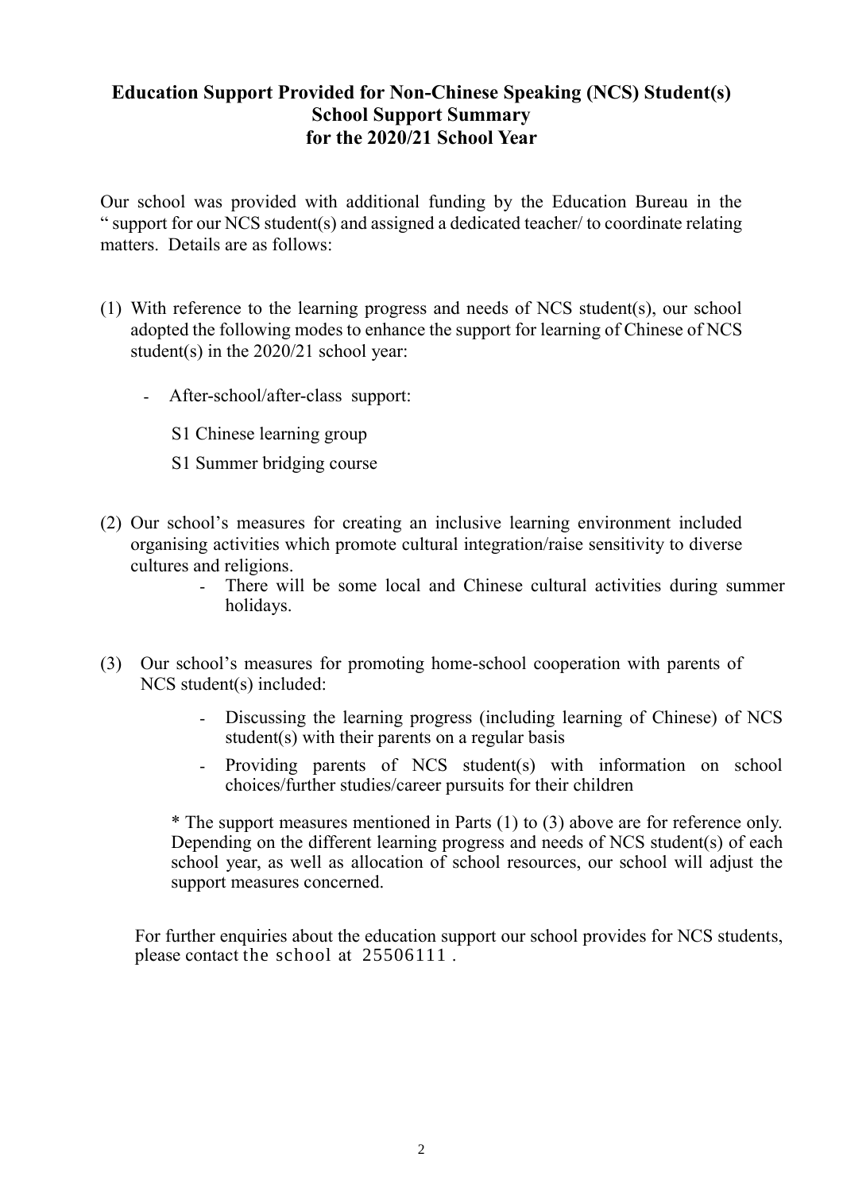**Education Support Provided for Non-Chinese Speaking (NCS) Student(s)**
**School Support Summary**
**for the 2020/21 School Year**

Our school was provided with additional funding by the Education Bureau in the " support for our NCS student(s) and assigned a dedicated teacher/ to coordinate relating matters. Details are as follows:

(1) With reference to the learning progress and needs of NCS student(s), our school adopted the following modes to enhance the support for learning of Chinese of NCS student(s) in the 2020/21 school year:

- After-school/after-class support:

  S1 Chinese learning group

  S1 Summer bridging course

(2) Our school's measures for creating an inclusive learning environment included organising activities which promote cultural integration/raise sensitivity to diverse cultures and religions.

- There will be some local and Chinese cultural activities during summer holidays.

(3) Our school's measures for promoting home-school cooperation with parents of NCS student(s) included:

- Discussing the learning progress (including learning of Chinese) of NCS student(s) with their parents on a regular basis
- Providing parents of NCS student(s) with information on school choices/further studies/career pursuits for their children

\* The support measures mentioned in Parts (1) to (3) above are for reference only. Depending on the different learning progress and needs of NCS student(s) of each school year, as well as allocation of school resources, our school will adjust the support measures concerned.

For further enquiries about the education support our school provides for NCS students, please contact the school at 25506111 .